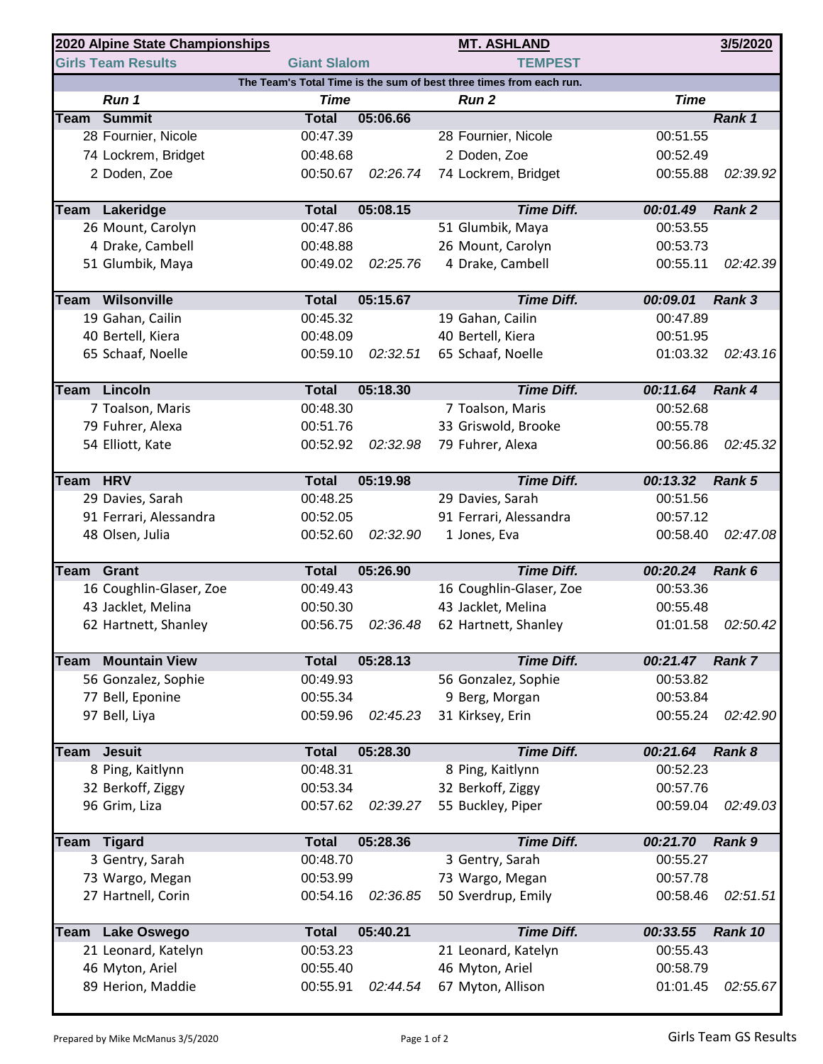| 2020 Alpine State Championships | | | MT. ASHLAND | | | 3/5/2020 |
|---|---|---|---|---|---|---|
| Girls Team Results | Giant Slalom | | TEMPEST | | | |

The Team's Total Time is the sum of best three times from each run.

| | Run 1 | Time | | Run 2 | Time | |
|---|---|---|---|---|---|---|
| **Team** | **Summit** | **Total** | **05:06.66** | | | ***Rank 1*** |
| | 28 Fournier, Nicole | 00:47.39 | | 28 Fournier, Nicole | 00:51.55 | |
| | 74 Lockrem, Bridget | 00:48.68 | | 2 Doden, Zoe | 00:52.49 | |
| | 2 Doden, Zoe | 00:50.67 | *02:26.74* | 74 Lockrem, Bridget | 00:55.88 | *02:39.92* |
| **Team** | **Lakeridge** | **Total** | **05:08.15** | ***Time Diff.*** | ***00:01.49*** | ***Rank 2*** |
| | 26 Mount, Carolyn | 00:47.86 | | 51 Glumbik, Maya | 00:53.55 | |
| | 4 Drake, Cambell | 00:48.88 | | 26 Mount, Carolyn | 00:53.73 | |
| | 51 Glumbik, Maya | 00:49.02 | *02:25.76* | 4 Drake, Cambell | 00:55.11 | *02:42.39* |
| **Team** | **Wilsonville** | **Total** | **05:15.67** | ***Time Diff.*** | ***00:09.01*** | ***Rank 3*** |
| | 19 Gahan, Cailin | 00:45.32 | | 19 Gahan, Cailin | 00:47.89 | |
| | 40 Bertell, Kiera | 00:48.09 | | 40 Bertell, Kiera | 00:51.95 | |
| | 65 Schaaf, Noelle | 00:59.10 | *02:32.51* | 65 Schaaf, Noelle | 01:03.32 | *02:43.16* |
| **Team** | **Lincoln** | **Total** | **05:18.30** | ***Time Diff.*** | ***00:11.64*** | ***Rank 4*** |
| | 7 Toalson, Maris | 00:48.30 | | 7 Toalson, Maris | 00:52.68 | |
| | 79 Fuhrer, Alexa | 00:51.76 | | 33 Griswold, Brooke | 00:55.78 | |
| | 54 Elliott, Kate | 00:52.92 | *02:32.98* | 79 Fuhrer, Alexa | 00:56.86 | *02:45.32* |
| **Team** | **HRV** | **Total** | **05:19.98** | ***Time Diff.*** | ***00:13.32*** | ***Rank 5*** |
| | 29 Davies, Sarah | 00:48.25 | | 29 Davies, Sarah | 00:51.56 | |
| | 91 Ferrari, Alessandra | 00:52.05 | | 91 Ferrari, Alessandra | 00:57.12 | |
| | 48 Olsen, Julia | 00:52.60 | *02:32.90* | 1 Jones, Eva | 00:58.40 | *02:47.08* |
| **Team** | **Grant** | **Total** | **05:26.90** | ***Time Diff.*** | ***00:20.24*** | ***Rank 6*** |
| | 16 Coughlin-Glaser, Zoe | 00:49.43 | | 16 Coughlin-Glaser, Zoe | 00:53.36 | |
| | 43 Jacklet, Melina | 00:50.30 | | 43 Jacklet, Melina | 00:55.48 | |
| | 62 Hartnett, Shanley | 00:56.75 | *02:36.48* | 62 Hartnett, Shanley | 01:01.58 | *02:50.42* |
| **Team** | **Mountain View** | **Total** | **05:28.13** | ***Time Diff.*** | ***00:21.47*** | ***Rank 7*** |
| | 56 Gonzalez, Sophie | 00:49.93 | | 56 Gonzalez, Sophie | 00:53.82 | |
| | 77 Bell, Eponine | 00:55.34 | | 9 Berg, Morgan | 00:53.84 | |
| | 97 Bell, Liya | 00:59.96 | *02:45.23* | 31 Kirksey, Erin | 00:55.24 | *02:42.90* |
| **Team** | **Jesuit** | **Total** | **05:28.30** | ***Time Diff.*** | ***00:21.64*** | ***Rank 8*** |
| | 8 Ping, Kaitlynn | 00:48.31 | | 8 Ping, Kaitlynn | 00:52.23 | |
| | 32 Berkoff, Ziggy | 00:53.34 | | 32 Berkoff, Ziggy | 00:57.76 | |
| | 96 Grim, Liza | 00:57.62 | *02:39.27* | 55 Buckley, Piper | 00:59.04 | *02:49.03* |
| **Team** | **Tigard** | **Total** | **05:28.36** | ***Time Diff.*** | ***00:21.70*** | ***Rank 9*** |
| | 3 Gentry, Sarah | 00:48.70 | | 3 Gentry, Sarah | 00:55.27 | |
| | 73 Wargo, Megan | 00:53.99 | | 73 Wargo, Megan | 00:57.78 | |
| | 27 Hartnell, Corin | 00:54.16 | *02:36.85* | 50 Sverdrup, Emily | 00:58.46 | *02:51.51* |
| **Team** | **Lake Oswego** | **Total** | **05:40.21** | ***Time Diff.*** | ***00:33.55*** | ***Rank 10*** |
| | 21 Leonard, Katelyn | 00:53.23 | | 21 Leonard, Katelyn | 00:55.43 | |
| | 46 Myton, Ariel | 00:55.40 | | 46 Myton, Ariel | 00:58.79 | |
| | 89 Herion, Maddie | 00:55.91 | *02:44.54* | 67 Myton, Allison | 01:01.45 | *02:55.67* |

Prepared by Mike McManus 3/5/2020

Girls Team GS Results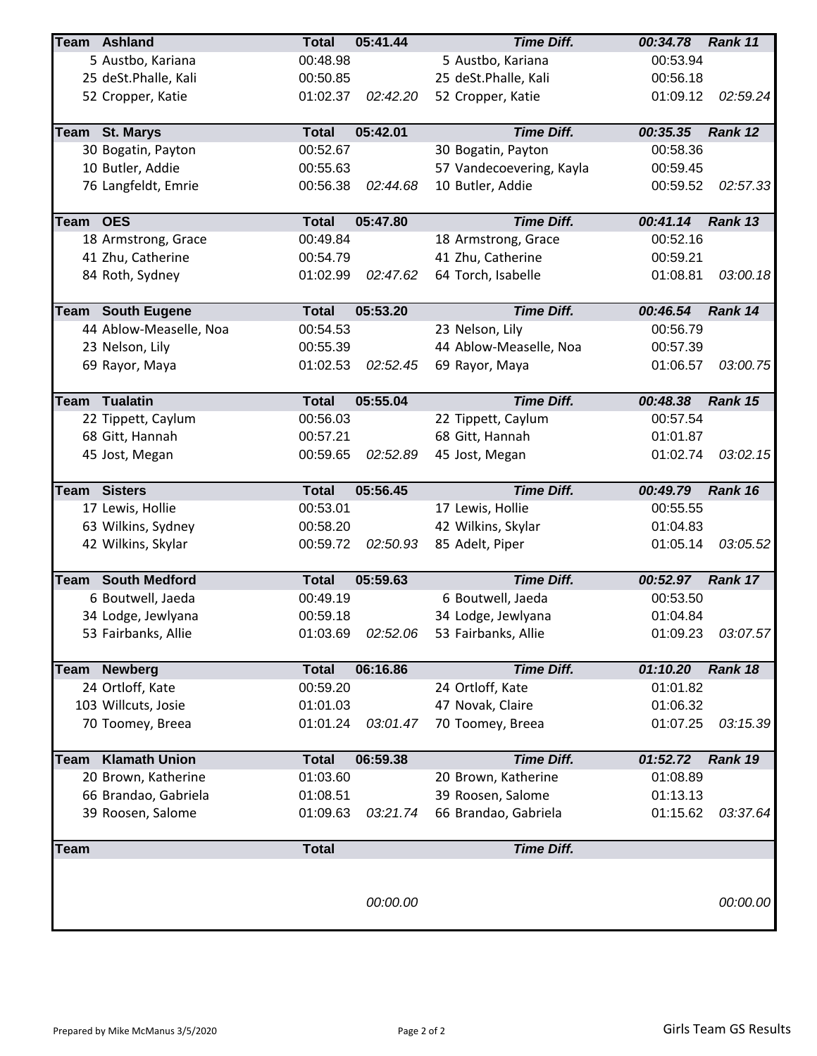| Team | Ashland | Total | 05:41.44 | Time Diff. | 00:34.78 | Rank 11 |
|---|---|---|---|---|---|---|
| | 5 Austbo, Kariana | 00:48.98 | | 5 Austbo, Kariana | 00:53.94 | |
| | 25 deSt.Phalle, Kali | 00:50.85 | | 25 deSt.Phalle, Kali | 00:56.18 | |
| | 52 Cropper, Katie | 01:02.37 | *02:42.20* | 52 Cropper, Katie | 01:09.12 | *02:59.24* |
| **Team** | **St. Marys** | **Total** | **05:42.01** | ***Time Diff.*** | ***00:35.35*** | ***Rank 12*** |
| | 30 Bogatin, Payton | 00:52.67 | | 30 Bogatin, Payton | 00:58.36 | |
| | 10 Butler, Addie | 00:55.63 | | 57 Vandecoevering, Kayla | 00:59.45 | |
| | 76 Langfeldt, Emrie | 00:56.38 | *02:44.68* | 10 Butler, Addie | 00:59.52 | *02:57.33* |
| **Team** | **OES** | **Total** | **05:47.80** | ***Time Diff.*** | ***00:41.14*** | ***Rank 13*** |
| | 18 Armstrong, Grace | 00:49.84 | | 18 Armstrong, Grace | 00:52.16 | |
| | 41 Zhu, Catherine | 00:54.79 | | 41 Zhu, Catherine | 00:59.21 | |
| | 84 Roth, Sydney | 01:02.99 | *02:47.62* | 64 Torch, Isabelle | 01:08.81 | *03:00.18* |
| **Team** | **South Eugene** | **Total** | **05:53.20** | ***Time Diff.*** | ***00:46.54*** | ***Rank 14*** |
| | 44 Ablow-Measelle, Noa | 00:54.53 | | 23 Nelson, Lily | 00:56.79 | |
| | 23 Nelson, Lily | 00:55.39 | | 44 Ablow-Measelle, Noa | 00:57.39 | |
| | 69 Rayor, Maya | 01:02.53 | *02:52.45* | 69 Rayor, Maya | 01:06.57 | *03:00.75* |
| **Team** | **Tualatin** | **Total** | **05:55.04** | ***Time Diff.*** | ***00:48.38*** | ***Rank 15*** |
| | 22 Tippett, Caylum | 00:56.03 | | 22 Tippett, Caylum | 00:57.54 | |
| | 68 Gitt, Hannah | 00:57.21 | | 68 Gitt, Hannah | 01:01.87 | |
| | 45 Jost, Megan | 00:59.65 | *02:52.89* | 45 Jost, Megan | 01:02.74 | *03:02.15* |
| **Team** | **Sisters** | **Total** | **05:56.45** | ***Time Diff.*** | ***00:49.79*** | ***Rank 16*** |
| | 17 Lewis, Hollie | 00:53.01 | | 17 Lewis, Hollie | 00:55.55 | |
| | 63 Wilkins, Sydney | 00:58.20 | | 42 Wilkins, Skylar | 01:04.83 | |
| | 42 Wilkins, Skylar | 00:59.72 | *02:50.93* | 85 Adelt, Piper | 01:05.14 | *03:05.52* |
| **Team** | **South Medford** | **Total** | **05:59.63** | ***Time Diff.*** | ***00:52.97*** | ***Rank 17*** |
| | 6 Boutwell, Jaeda | 00:49.19 | | 6 Boutwell, Jaeda | 00:53.50 | |
| | 34 Lodge, Jewlyana | 00:59.18 | | 34 Lodge, Jewlyana | 01:04.84 | |
| | 53 Fairbanks, Allie | 01:03.69 | *02:52.06* | 53 Fairbanks, Allie | 01:09.23 | *03:07.57* |
| **Team** | **Newberg** | **Total** | **06:16.86** | ***Time Diff.*** | ***01:10.20*** | ***Rank 18*** |
| | 24 Ortloff, Kate | 00:59.20 | | 24 Ortloff, Kate | 01:01.82 | |
| | 103 Willcuts, Josie | 01:01.03 | | 47 Novak, Claire | 01:06.32 | |
| | 70 Toomey, Breea | 01:01.24 | *03:01.47* | 70 Toomey, Breea | 01:07.25 | *03:15.39* |
| **Team** | **Klamath Union** | **Total** | **06:59.38** | ***Time Diff.*** | ***01:52.72*** | ***Rank 19*** |
| | 20 Brown, Katherine | 01:03.60 | | 20 Brown, Katherine | 01:08.89 | |
| | 66 Brandao, Gabriela | 01:08.51 | | 39 Roosen, Salome | 01:13.13 | |
| | 39 Roosen, Salome | 01:09.63 | *03:21.74* | 66 Brandao, Gabriela | 01:15.62 | *03:37.64* |
| **Team** | | **Total** | | ***Time Diff.*** | | |
| | | | *00:00.00* | | | *00:00.00* |

Prepared by Mike McManus 3/5/2020

Girls Team GS Results